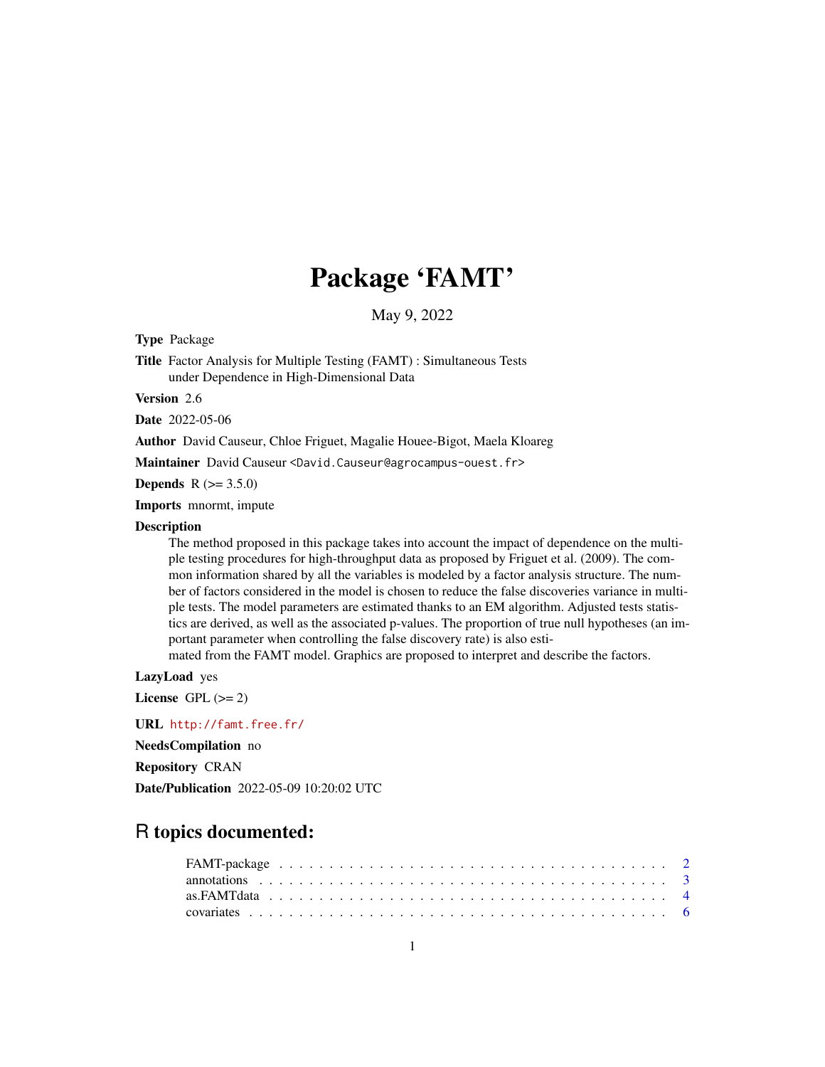# Package 'FAMT'

May 9, 2022

**Type** Package

**Title** Factor Analysis for Multiple Testing (FAMT) : Simultaneous Tests under Dependence in High-Dimensional Data

**Version** 2.6

**Date** 2022-05-06

**Author** David Causeur, Chloe Friguet, Magalie Houee-Bigot, Maela Kloareg

**Maintainer** David Causeur <David.Causeur@agrocampus-ouest.fr>

**Depends** R (>= 3.5.0)

**Imports** mnormt, impute

**Description**

The method proposed in this package takes into account the impact of dependence on the multiple testing procedures for high-throughput data as proposed by Friguet et al. (2009). The common information shared by all the variables is modeled by a factor analysis structure. The number of factors considered in the model is chosen to reduce the false discoveries variance in multiple tests. The model parameters are estimated thanks to an EM algorithm. Adjusted tests statistics are derived, as well as the associated p-values. The proportion of true null hypotheses (an important parameter when controlling the false discovery rate) is also estimated from the FAMT model. Graphics are proposed to interpret and describe the factors.

**LazyLoad** yes

**License** GPL (>= 2)

**URL** http://famt.free.fr/

**NeedsCompilation** no

**Repository** CRAN

**Date/Publication** 2022-05-09 10:20:02 UTC

## R topics documented:

FAMT-package . . . . . . . . . . . . . . . . . . . . . . . . . . . . . . . . . . . . . . . 2
annotations . . . . . . . . . . . . . . . . . . . . . . . . . . . . . . . . . . . . . . . . 3
as.FAMTdata . . . . . . . . . . . . . . . . . . . . . . . . . . . . . . . . . . . . . . . 4
covariates . . . . . . . . . . . . . . . . . . . . . . . . . . . . . . . . . . . . . . . . . 6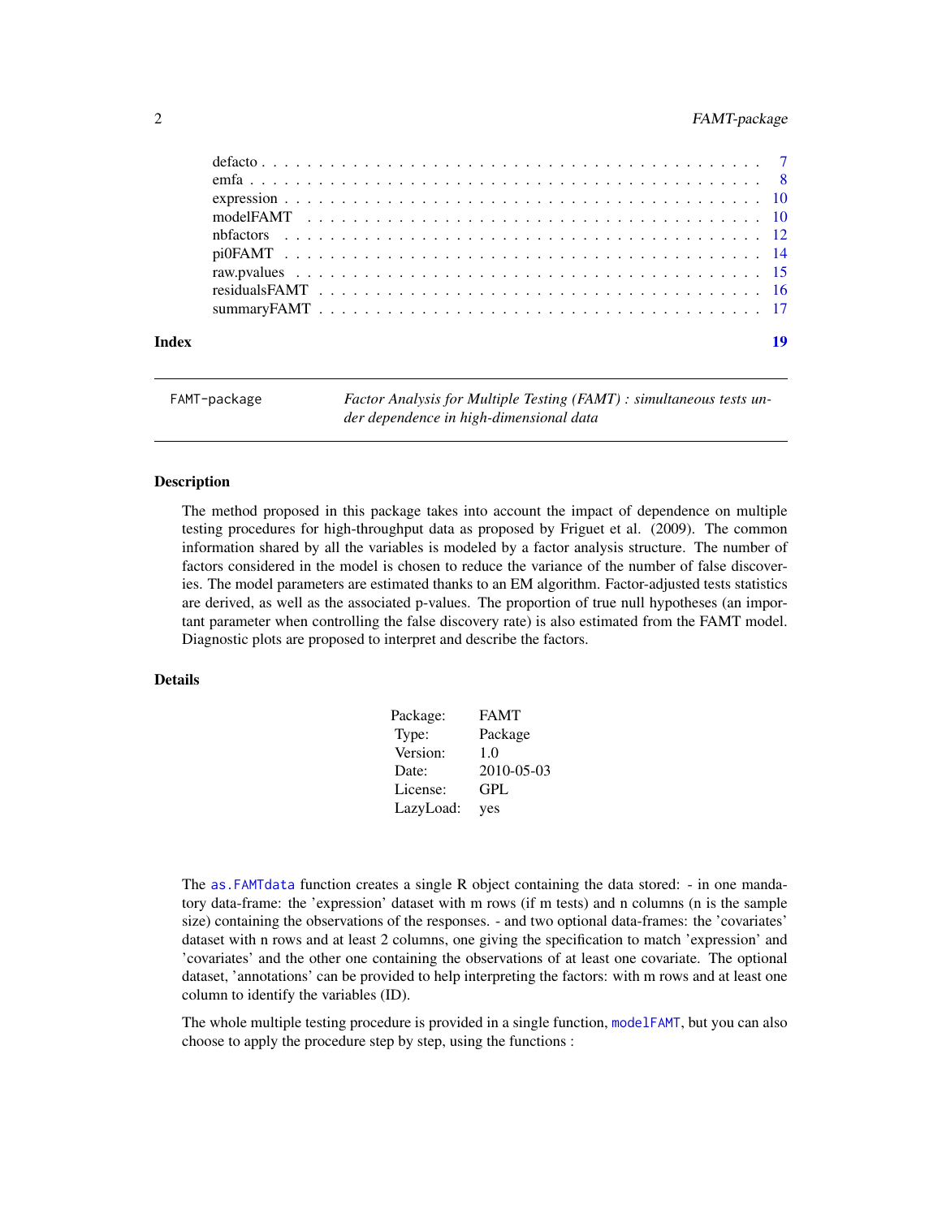defacto . . . . . . . . . . . . . . . . . . . . . . . . . . . . . . . . . . . . . . . . 7
emfa . . . . . . . . . . . . . . . . . . . . . . . . . . . . . . . . . . . . . . . . . 8
expression . . . . . . . . . . . . . . . . . . . . . . . . . . . . . . . . . . . . . . 10
modelFAMT . . . . . . . . . . . . . . . . . . . . . . . . . . . . . . . . . . . . . . 10
nbfactors . . . . . . . . . . . . . . . . . . . . . . . . . . . . . . . . . . . . . . 12
pi0FAMT . . . . . . . . . . . . . . . . . . . . . . . . . . . . . . . . . . . . . . . 14
raw.pvalues . . . . . . . . . . . . . . . . . . . . . . . . . . . . . . . . . . . . . 15
residualsFAMT . . . . . . . . . . . . . . . . . . . . . . . . . . . . . . . . . . . . 16
summaryFAMT . . . . . . . . . . . . . . . . . . . . . . . . . . . . . . . . . . . . . 17

**Index** 19

---

`FAMT-package` *Factor Analysis for Multiple Testing (FAMT) : simultaneous tests under dependence in high-dimensional data*

---

### Description

The method proposed in this package takes into account the impact of dependence on multiple testing procedures for high-throughput data as proposed by Friguet et al. (2009). The common information shared by all the variables is modeled by a factor analysis structure. The number of factors considered in the model is chosen to reduce the variance of the number of false discoveries. The model parameters are estimated thanks to an EM algorithm. Factor-adjusted tests statistics are derived, as well as the associated p-values. The proportion of true null hypotheses (an important parameter when controlling the false discovery rate) is also estimated from the FAMT model. Diagnostic plots are proposed to interpret and describe the factors.

### Details

| | |
|---|---|
| Package: | FAMT |
| Type: | Package |
| Version: | 1.0 |
| Date: | 2010-05-03 |
| License: | GPL |
| LazyLoad: | yes |

The `as.FAMTdata` function creates a single R object containing the data stored: - in one mandatory data-frame: the 'expression' dataset with m rows (if m tests) and n columns (n is the sample size) containing the observations of the responses. - and two optional data-frames: the 'covariates' dataset with n rows and at least 2 columns, one giving the specification to match 'expression' and 'covariates' and the other one containing the observations of at least one covariate. The optional dataset, 'annotations' can be provided to help interpreting the factors: with m rows and at least one column to identify the variables (ID).

The whole multiple testing procedure is provided in a single function, `modelFAMT`, but you can also choose to apply the procedure step by step, using the functions :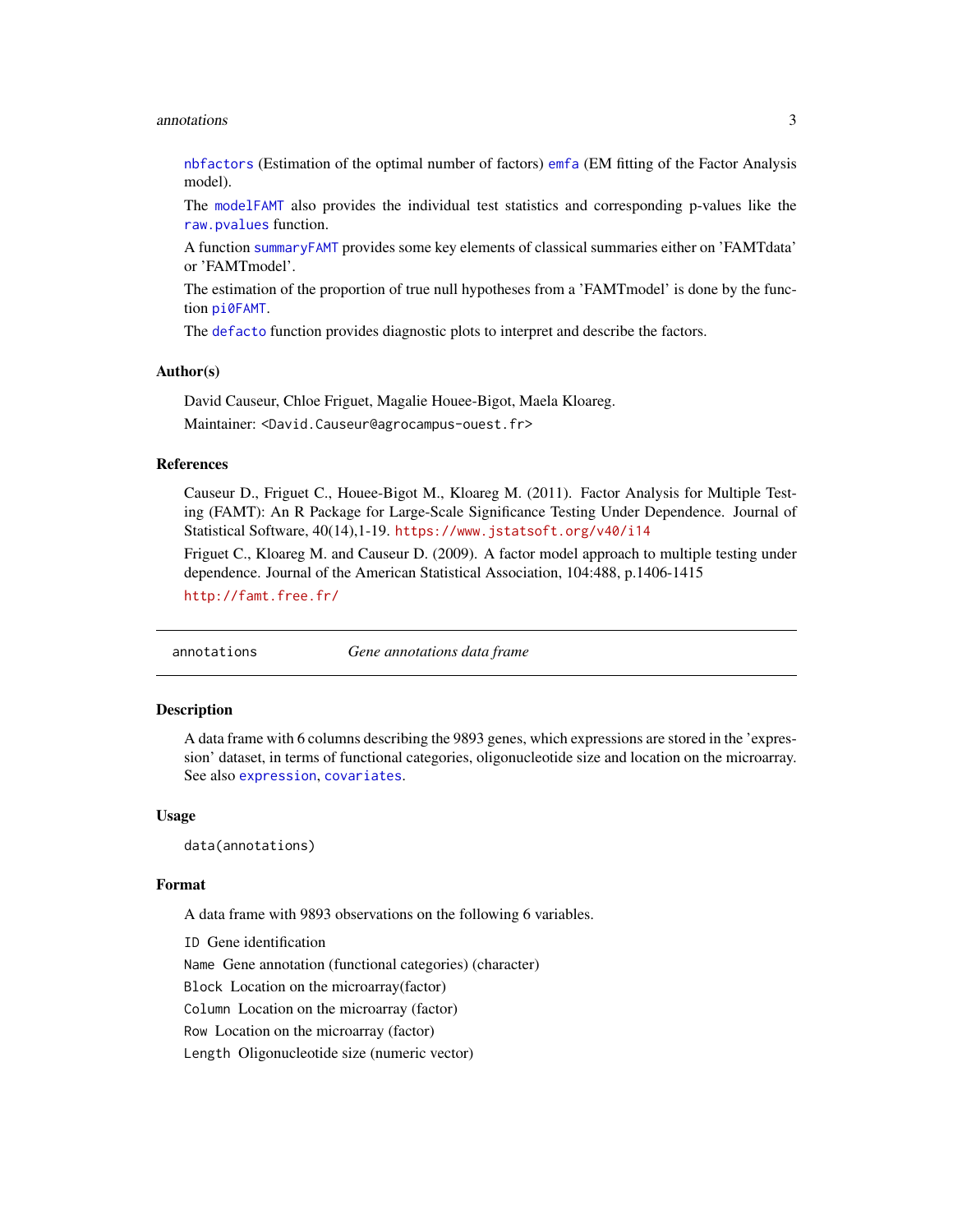nbfactors (Estimation of the optimal number of factors) emfa (EM fitting of the Factor Analysis model).

The modelFAMT also provides the individual test statistics and corresponding p-values like the raw.pvalues function.

A function summaryFAMT provides some key elements of classical summaries either on 'FAMTdata' or 'FAMTmodel'.

The estimation of the proportion of true null hypotheses from a 'FAMTmodel' is done by the function pi0FAMT.

The defacto function provides diagnostic plots to interpret and describe the factors.

### Author(s)

David Causeur, Chloe Friguet, Magalie Houee-Bigot, Maela Kloareg.

Maintainer: <David.Causeur@agrocampus-ouest.fr>

### References

Causeur D., Friguet C., Houee-Bigot M., Kloareg M. (2011). Factor Analysis for Multiple Testing (FAMT): An R Package for Large-Scale Significance Testing Under Dependence. Journal of Statistical Software, 40(14),1-19. https://www.jstatsoft.org/v40/i14

Friguet C., Kloareg M. and Causeur D. (2009). A factor model approach to multiple testing under dependence. Journal of the American Statistical Association, 104:488, p.1406-1415

http://famt.free.fr/

---

## annotations — *Gene annotations data frame*

---

### Description

A data frame with 6 columns describing the 9893 genes, which expressions are stored in the 'expression' dataset, in terms of functional categories, oligonucleotide size and location on the microarray. See also expression, covariates.

### Usage

```
data(annotations)
```

### Format

A data frame with 9893 observations on the following 6 variables.

- `ID` Gene identification
- `Name` Gene annotation (functional categories) (character)
- `Block` Location on the microarray(factor)
- `Column` Location on the microarray (factor)
- `Row` Location on the microarray (factor)
- `Length` Oligonucleotide size (numeric vector)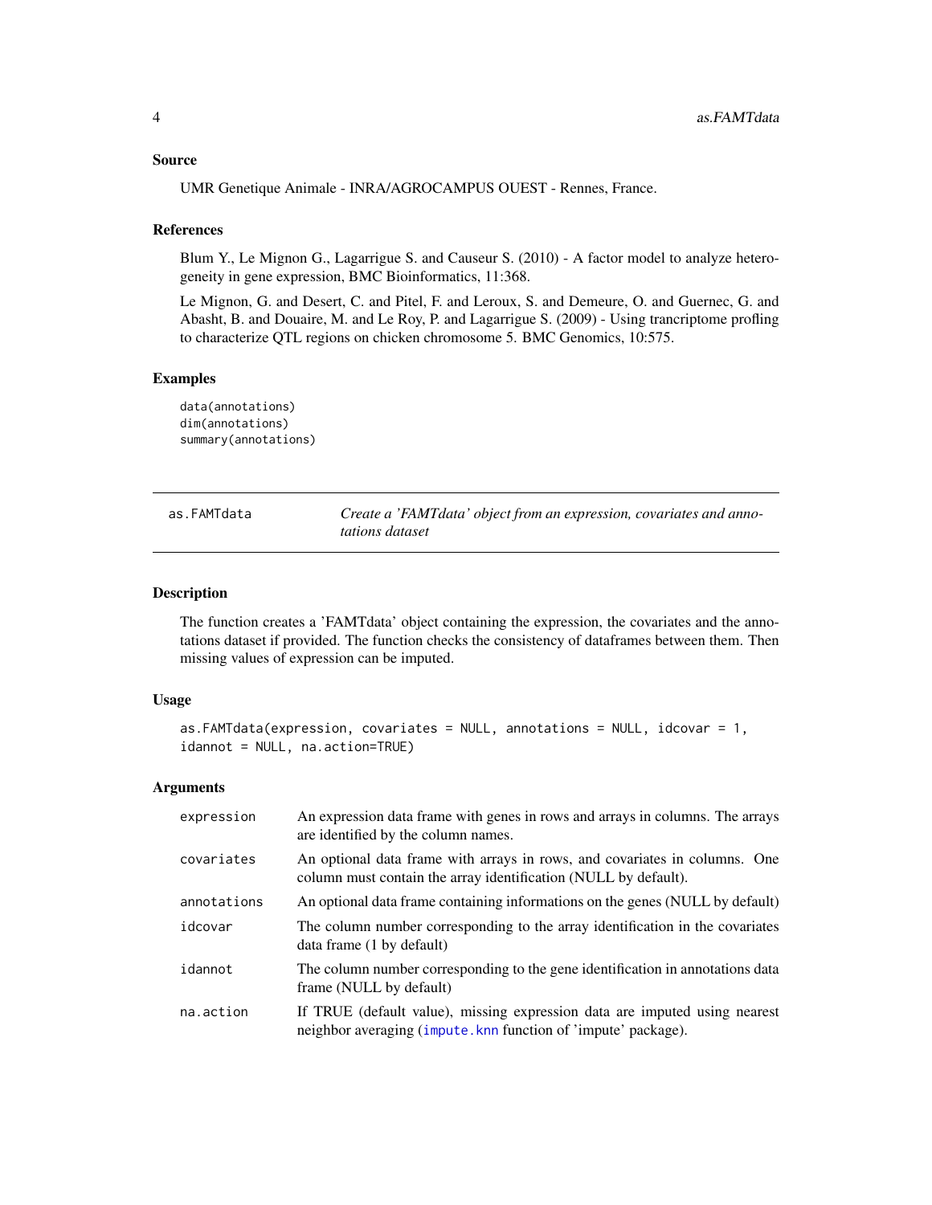### Source

UMR Genetique Animale - INRA/AGROCAMPUS OUEST - Rennes, France.

### References

Blum Y., Le Mignon G., Lagarrigue S. and Causeur S. (2010) - A factor model to analyze heterogeneity in gene expression, BMC Bioinformatics, 11:368.

Le Mignon, G. and Desert, C. and Pitel, F. and Leroux, S. and Demeure, O. and Guernec, G. and Abasht, B. and Douaire, M. and Le Roy, P. and Lagarrigue S. (2009) - Using trancriptome profling to characterize QTL regions on chicken chromosome 5. BMC Genomics, 10:575.

### Examples

```
data(annotations)
dim(annotations)
summary(annotations)
```

---

## as.FAMTdata — *Create a 'FAMTdata' object from an expression, covariates and annotations dataset*

---

### Description

The function creates a 'FAMTdata' object containing the expression, the covariates and the annotations dataset if provided. The function checks the consistency of dataframes between them. Then missing values of expression can be imputed.

### Usage

```
as.FAMTdata(expression, covariates = NULL, annotations = NULL, idcovar = 1,
idannot = NULL, na.action=TRUE)
```

### Arguments

| | |
|---|---|
| expression | An expression data frame with genes in rows and arrays in columns. The arrays are identified by the column names. |
| covariates | An optional data frame with arrays in rows, and covariates in columns. One column must contain the array identification (NULL by default). |
| annotations | An optional data frame containing informations on the genes (NULL by default) |
| idcovar | The column number corresponding to the array identification in the covariates data frame (1 by default) |
| idannot | The column number corresponding to the gene identification in annotations data frame (NULL by default) |
| na.action | If TRUE (default value), missing expression data are imputed using nearest neighbor averaging (impute.knn function of 'impute' package). |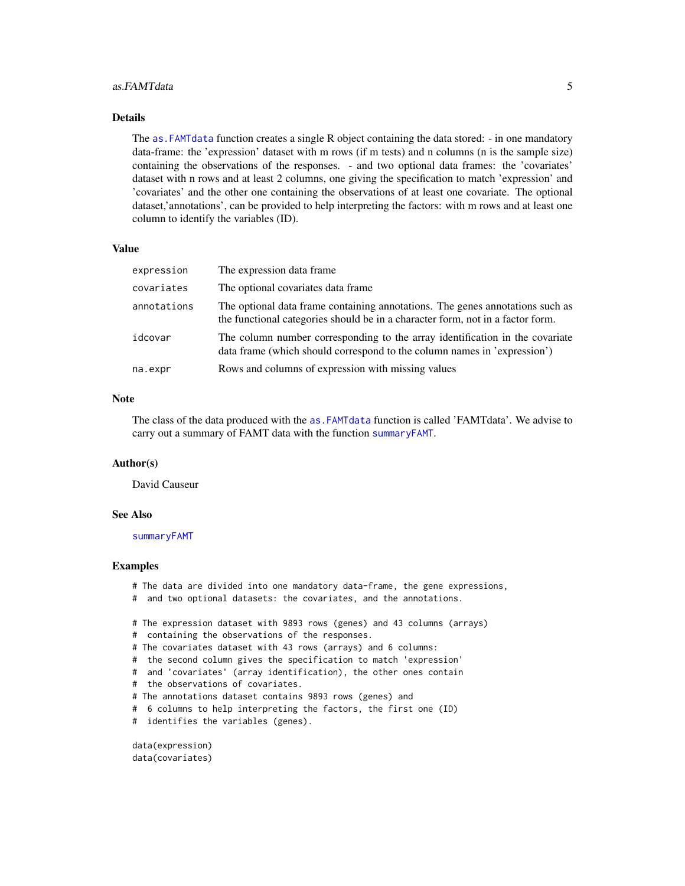## Details

The `as.FAMTdata` function creates a single R object containing the data stored: - in one mandatory data-frame: the 'expression' dataset with m rows (if m tests) and n columns (n is the sample size) containing the observations of the responses. - and two optional data frames: the 'covariates' dataset with n rows and at least 2 columns, one giving the specification to match 'expression' and 'covariates' and the other one containing the observations of at least one covariate. The optional dataset,'annotations', can be provided to help interpreting the factors: with m rows and at least one column to identify the variables (ID).

## Value

| | |
|---|---|
| `expression` | The expression data frame |
| `covariates` | The optional covariates data frame |
| `annotations` | The optional data frame containing annotations. The genes annotations such as the functional categories should be in a character form, not in a factor form. |
| `idcovar` | The column number corresponding to the array identification in the covariate data frame (which should correspond to the column names in 'expression') |
| `na.expr` | Rows and columns of expression with missing values |

## Note

The class of the data produced with the `as.FAMTdata` function is called 'FAMTdata'. We advise to carry out a summary of FAMT data with the function `summaryFAMT`.

## Author(s)

David Causeur

## See Also

`summaryFAMT`

## Examples

```
# The data are divided into one mandatory data-frame, the gene expressions,
#  and two optional datasets: the covariates, and the annotations.

# The expression dataset with 9893 rows (genes) and 43 columns (arrays)
#  containing the observations of the responses.
# The covariates dataset with 43 rows (arrays) and 6 columns:
#  the second column gives the specification to match 'expression'
#  and 'covariates' (array identification), the other ones contain
#  the observations of covariates.
# The annotations dataset contains 9893 rows (genes) and
#  6 columns to help interpreting the factors, the first one (ID)
#  identifies the variables (genes).

data(expression)
data(covariates)
```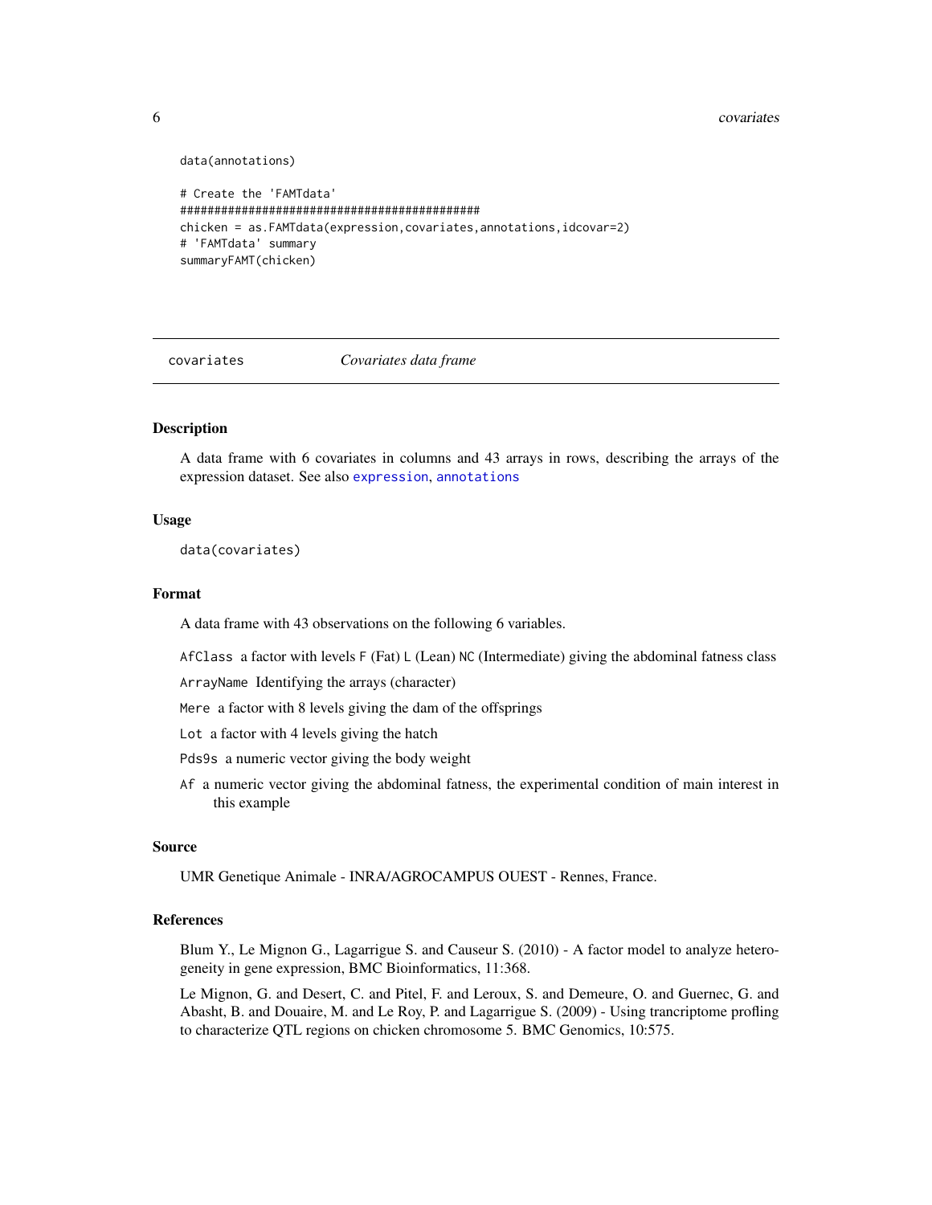```
data(annotations)

# Create the 'FAMTdata'
############################################
chicken = as.FAMTdata(expression,covariates,annotations,idcovar=2)
# 'FAMTdata' summary
summaryFAMT(chicken)
```

## covariates *Covariates data frame*

### Description

A data frame with 6 covariates in columns and 43 arrays in rows, describing the arrays of the expression dataset. See also `expression`, `annotations`

### Usage

```
data(covariates)
```

### Format

A data frame with 43 observations on the following 6 variables.

`AfClass` a factor with levels `F` (Fat) `L` (Lean) `NC` (Intermediate) giving the abdominal fatness class

`ArrayName` Identifying the arrays (character)

`Mere` a factor with 8 levels giving the dam of the offsprings

`Lot` a factor with 4 levels giving the hatch

`Pds9s` a numeric vector giving the body weight

`Af` a numeric vector giving the abdominal fatness, the experimental condition of main interest in this example

### Source

UMR Genetique Animale - INRA/AGROCAMPUS OUEST - Rennes, France.

### References

Blum Y., Le Mignon G., Lagarrigue S. and Causeur S. (2010) - A factor model to analyze heterogeneity in gene expression, BMC Bioinformatics, 11:368.

Le Mignon, G. and Desert, C. and Pitel, F. and Leroux, S. and Demeure, O. and Guernec, G. and Abasht, B. and Douaire, M. and Le Roy, P. and Lagarrigue S. (2009) - Using trancriptome profling to characterize QTL regions on chicken chromosome 5. BMC Genomics, 10:575.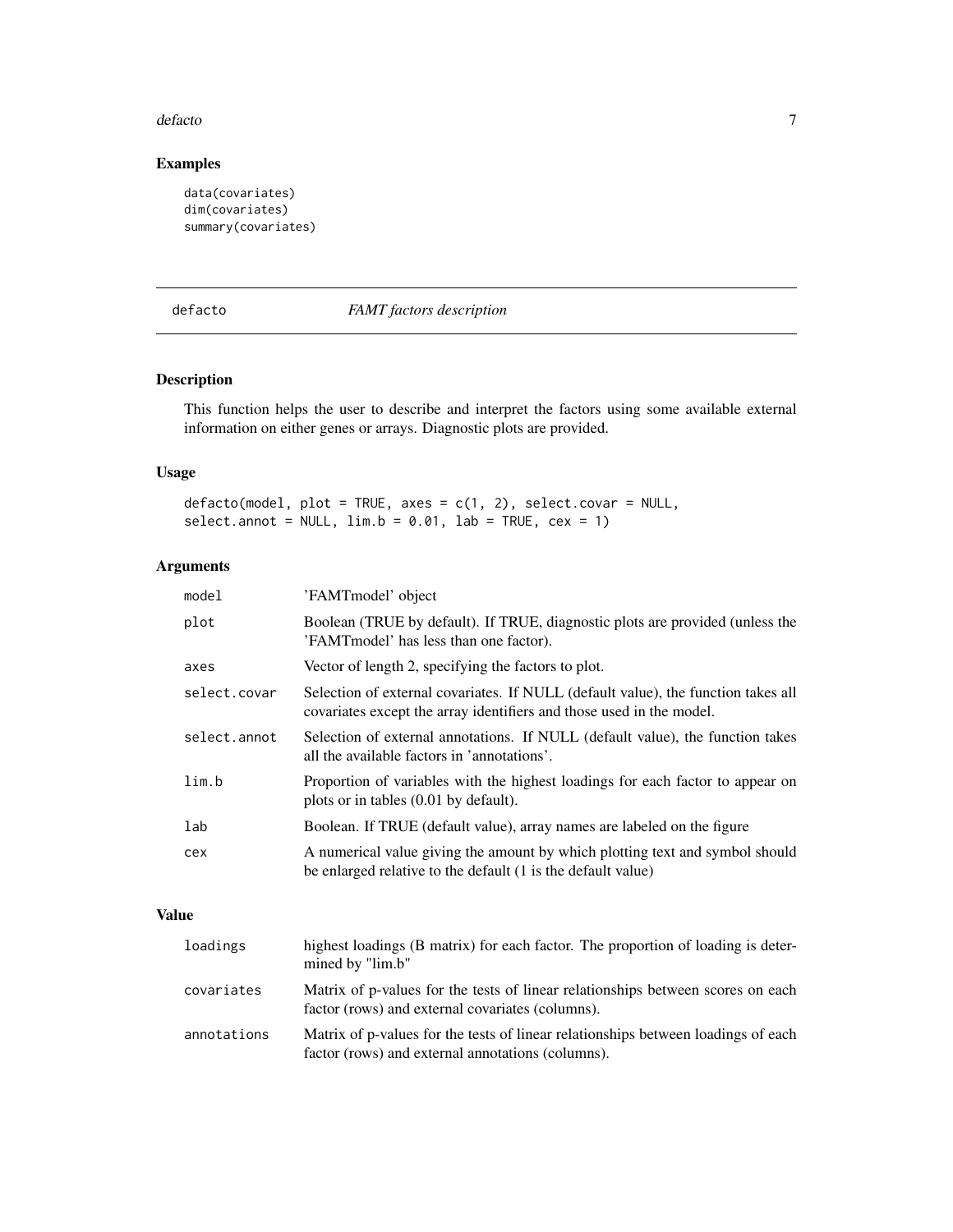## Examples

```
data(covariates)
dim(covariates)
summary(covariates)
```

---

# defacto — *FAMT factors description*

---

## Description

This function helps the user to describe and interpret the factors using some available external information on either genes or arrays. Diagnostic plots are provided.

## Usage

```
defacto(model, plot = TRUE, axes = c(1, 2), select.covar = NULL,
select.annot = NULL, lim.b = 0.01, lab = TRUE, cex = 1)
```

## Arguments

| | |
|---|---|
| `model` | 'FAMTmodel' object |
| `plot` | Boolean (TRUE by default). If TRUE, diagnostic plots are provided (unless the 'FAMTmodel' has less than one factor). |
| `axes` | Vector of length 2, specifying the factors to plot. |
| `select.covar` | Selection of external covariates. If NULL (default value), the function takes all covariates except the array identifiers and those used in the model. |
| `select.annot` | Selection of external annotations. If NULL (default value), the function takes all the available factors in 'annotations'. |
| `lim.b` | Proportion of variables with the highest loadings for each factor to appear on plots or in tables (0.01 by default). |
| `lab` | Boolean. If TRUE (default value), array names are labeled on the figure |
| `cex` | A numerical value giving the amount by which plotting text and symbol should be enlarged relative to the default (1 is the default value) |

## Value

| | |
|---|---|
| `loadings` | highest loadings (B matrix) for each factor. The proportion of loading is determined by "lim.b" |
| `covariates` | Matrix of p-values for the tests of linear relationships between scores on each factor (rows) and external covariates (columns). |
| `annotations` | Matrix of p-values for the tests of linear relationships between loadings of each factor (rows) and external annotations (columns). |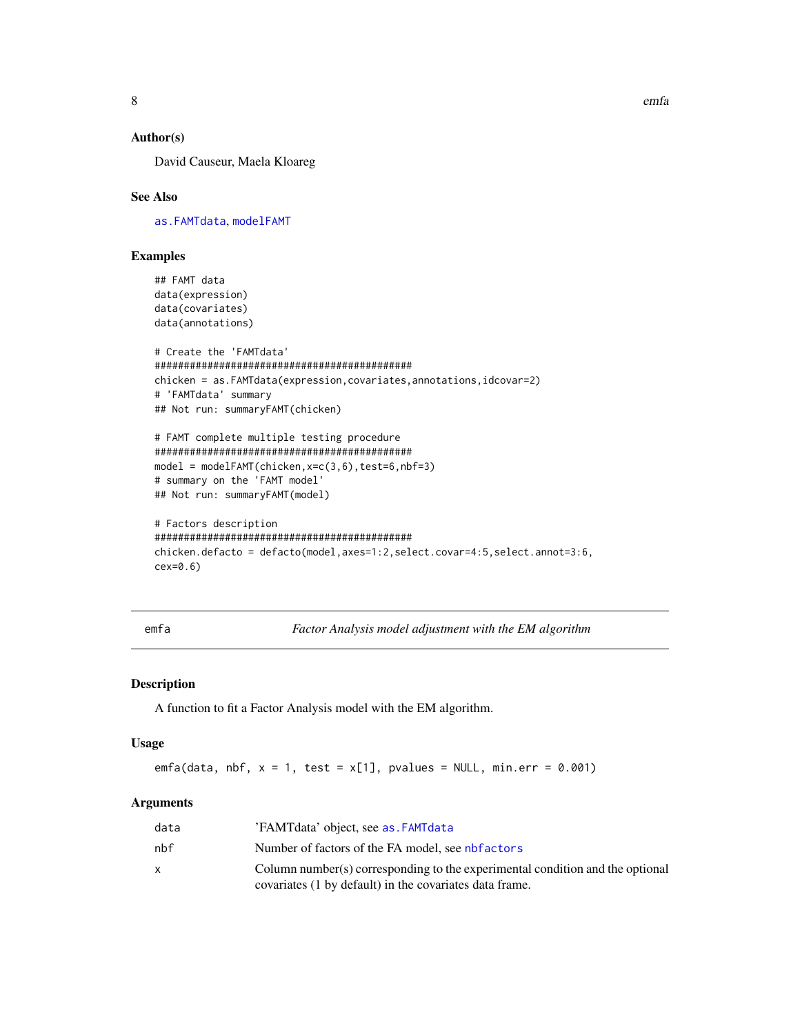### Author(s)

David Causeur, Maela Kloareg

### See Also

as.FAMTdata, modelFAMT

### Examples

```
## FAMT data
data(expression)
data(covariates)
data(annotations)

# Create the 'FAMTdata'
##############################################
chicken = as.FAMTdata(expression,covariates,annotations,idcovar=2)
# 'FAMTdata' summary
## Not run: summaryFAMT(chicken)

# FAMT complete multiple testing procedure
##############################################
model = modelFAMT(chicken,x=c(3,6),test=6,nbf=3)
# summary on the 'FAMT model'
## Not run: summaryFAMT(model)

# Factors description
##############################################
chicken.defacto = defacto(model,axes=1:2,select.covar=4:5,select.annot=3:6,
cex=0.6)
```

---

## emfa — *Factor Analysis model adjustment with the EM algorithm*

### Description

A function to fit a Factor Analysis model with the EM algorithm.

### Usage

```
emfa(data, nbf, x = 1, test = x[1], pvalues = NULL, min.err = 0.001)
```

### Arguments

| | |
|---|---|
| data | 'FAMTdata' object, see as.FAMTdata |
| nbf | Number of factors of the FA model, see nbfactors |
| x | Column number(s) corresponding to the experimental condition and the optional covariates (1 by default) in the covariates data frame. |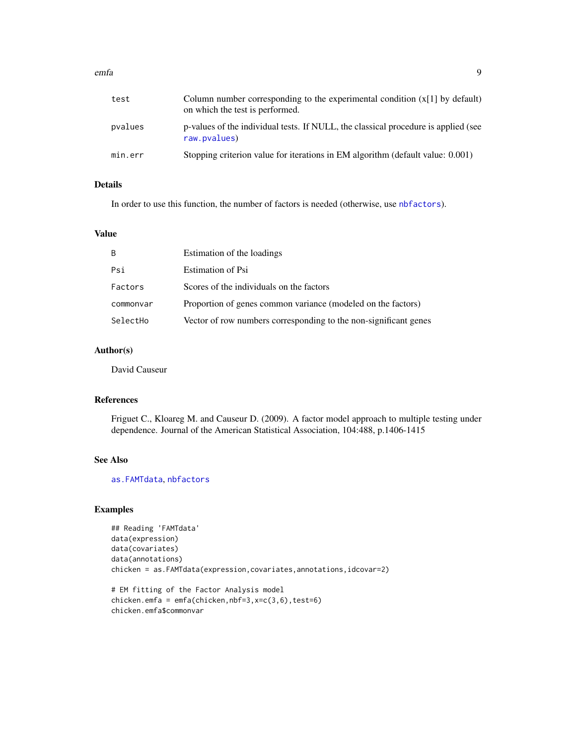| | |
|---|---|
| test | Column number corresponding to the experimental condition (x[1] by default) on which the test is performed. |
| pvalues | p-values of the individual tests. If NULL, the classical procedure is applied (see raw.pvalues) |
| min.err | Stopping criterion value for iterations in EM algorithm (default value: 0.001) |

## Details

In order to use this function, the number of factors is needed (otherwise, use nbfactors).

## Value

| | |
|---|---|
| B | Estimation of the loadings |
| Psi | Estimation of Psi |
| Factors | Scores of the individuals on the factors |
| commonvar | Proportion of genes common variance (modeled on the factors) |
| SelectHo | Vector of row numbers corresponding to the non-significant genes |

## Author(s)

David Causeur

## References

Friguet C., Kloareg M. and Causeur D. (2009). A factor model approach to multiple testing under dependence. Journal of the American Statistical Association, 104:488, p.1406-1415

## See Also

as.FAMTdata, nbfactors

## Examples

```
## Reading 'FAMTdata'
data(expression)
data(covariates)
data(annotations)
chicken = as.FAMTdata(expression,covariates,annotations,idcovar=2)

# EM fitting of the Factor Analysis model
chicken.emfa = emfa(chicken,nbf=3,x=c(3,6),test=6)
chicken.emfa$commonvar
```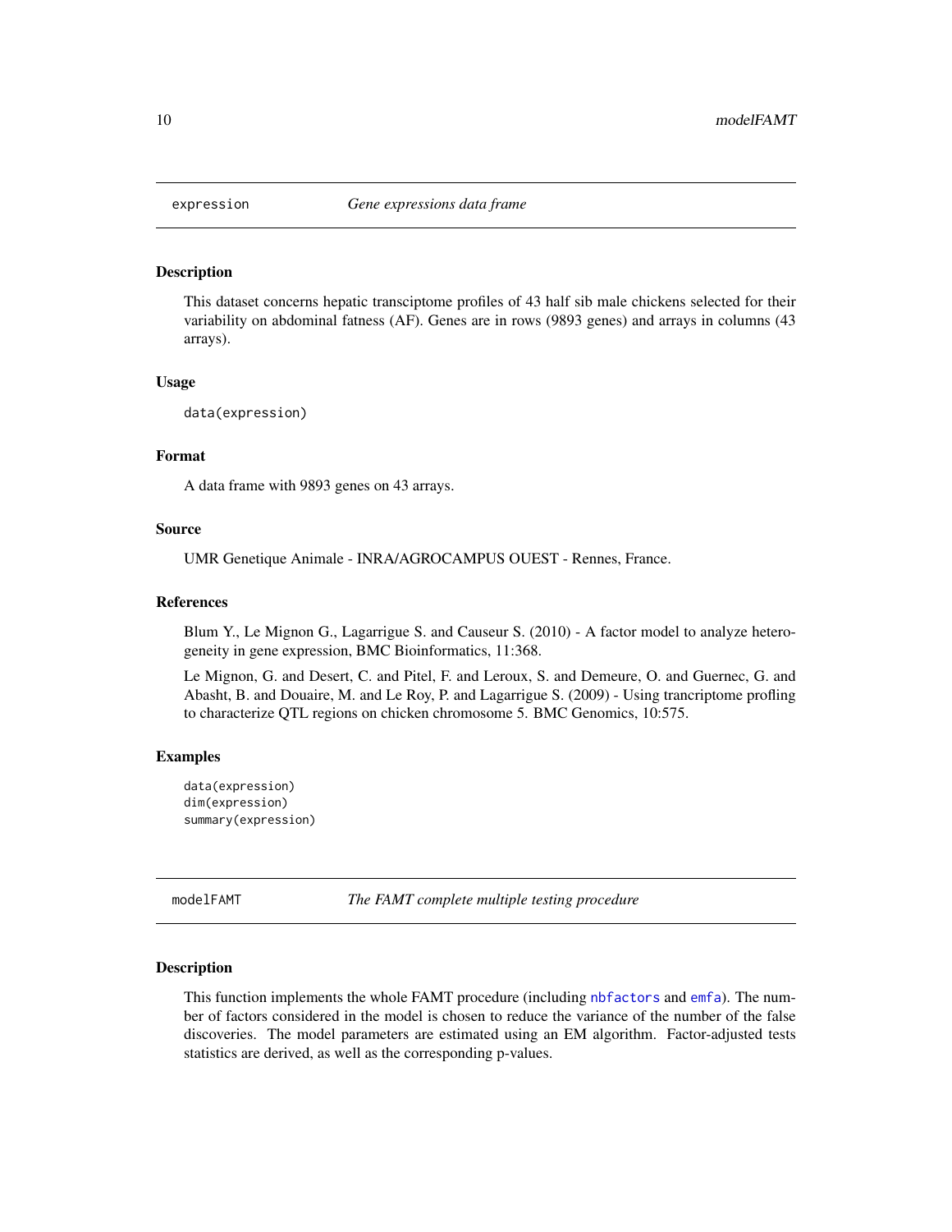## expression — *Gene expressions data frame*

### Description

This dataset concerns hepatic transciptome profiles of 43 half sib male chickens selected for their variability on abdominal fatness (AF). Genes are in rows (9893 genes) and arrays in columns (43 arrays).

### Usage

```
data(expression)
```

### Format

A data frame with 9893 genes on 43 arrays.

### Source

UMR Genetique Animale - INRA/AGROCAMPUS OUEST - Rennes, France.

### References

Blum Y., Le Mignon G., Lagarrigue S. and Causeur S. (2010) - A factor model to analyze heterogeneity in gene expression, BMC Bioinformatics, 11:368.

Le Mignon, G. and Desert, C. and Pitel, F. and Leroux, S. and Demeure, O. and Guernec, G. and Abasht, B. and Douaire, M. and Le Roy, P. and Lagarrigue S. (2009) - Using trancriptome profling to characterize QTL regions on chicken chromosome 5. BMC Genomics, 10:575.

### Examples

```
data(expression)
dim(expression)
summary(expression)
```

## modelFAMT — *The FAMT complete multiple testing procedure*

### Description

This function implements the whole FAMT procedure (including nbfactors and emfa). The number of factors considered in the model is chosen to reduce the variance of the number of the false discoveries. The model parameters are estimated using an EM algorithm. Factor-adjusted tests statistics are derived, as well as the corresponding p-values.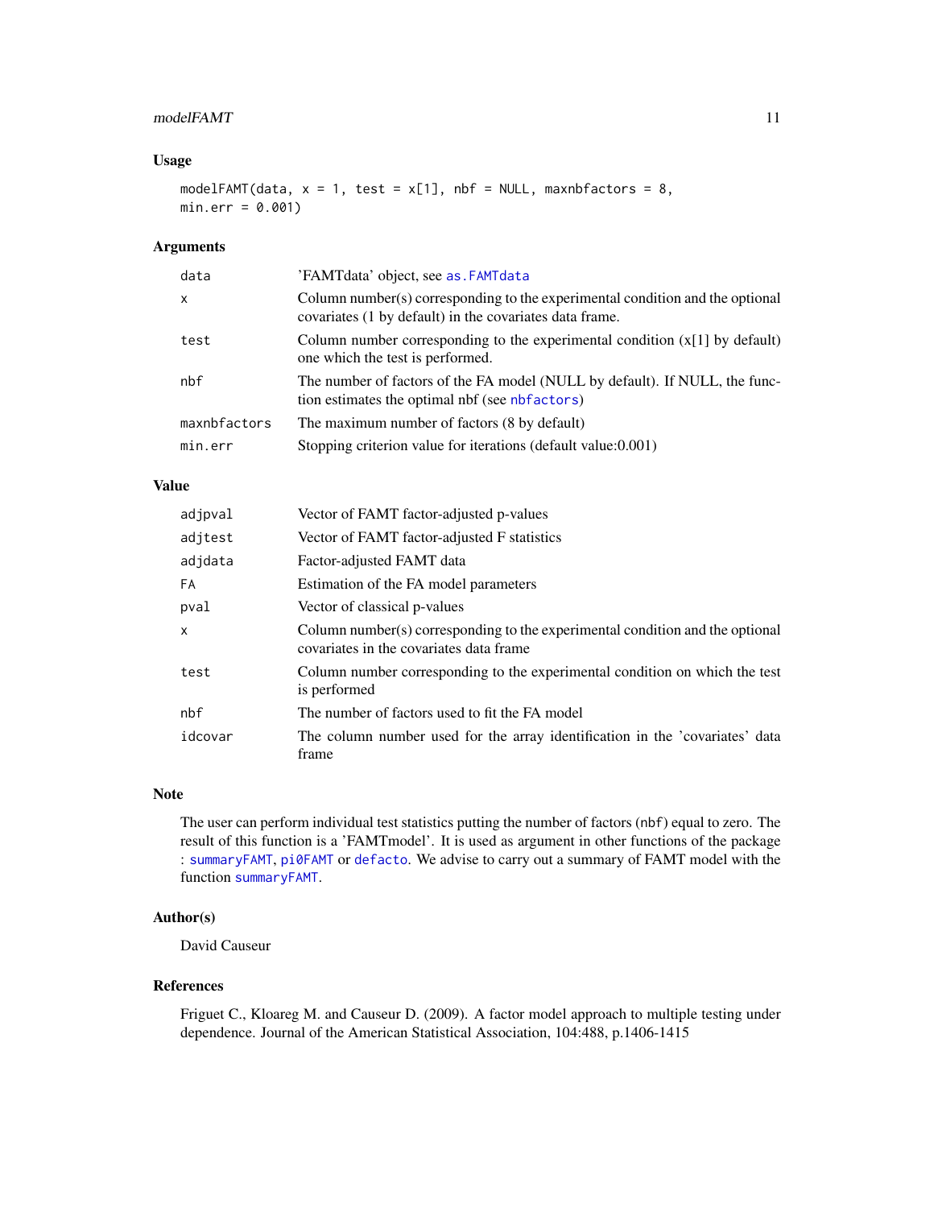## Usage

```
modelFAMT(data, x = 1, test = x[1], nbf = NULL, maxnbfactors = 8,
min.err = 0.001)
```

## Arguments

| | |
|---|---|
| data | 'FAMTdata' object, see as.FAMTdata |
| x | Column number(s) corresponding to the experimental condition and the optional covariates (1 by default) in the covariates data frame. |
| test | Column number corresponding to the experimental condition (x[1] by default) one which the test is performed. |
| nbf | The number of factors of the FA model (NULL by default). If NULL, the function estimates the optimal nbf (see nbfactors) |
| maxnbfactors | The maximum number of factors (8 by default) |
| min.err | Stopping criterion value for iterations (default value:0.001) |

## Value

| | |
|---|---|
| adjpval | Vector of FAMT factor-adjusted p-values |
| adjtest | Vector of FAMT factor-adjusted F statistics |
| adjdata | Factor-adjusted FAMT data |
| FA | Estimation of the FA model parameters |
| pval | Vector of classical p-values |
| x | Column number(s) corresponding to the experimental condition and the optional covariates in the covariates data frame |
| test | Column number corresponding to the experimental condition on which the test is performed |
| nbf | The number of factors used to fit the FA model |
| idcovar | The column number used for the array identification in the 'covariates' data frame |

## Note

The user can perform individual test statistics putting the number of factors (nbf) equal to zero. The result of this function is a 'FAMTmodel'. It is used as argument in other functions of the package : summaryFAMT, pi0FAMT or defacto. We advise to carry out a summary of FAMT model with the function summaryFAMT.

## Author(s)

David Causeur

## References

Friguet C., Kloareg M. and Causeur D. (2009). A factor model approach to multiple testing under dependence. Journal of the American Statistical Association, 104:488, p.1406-1415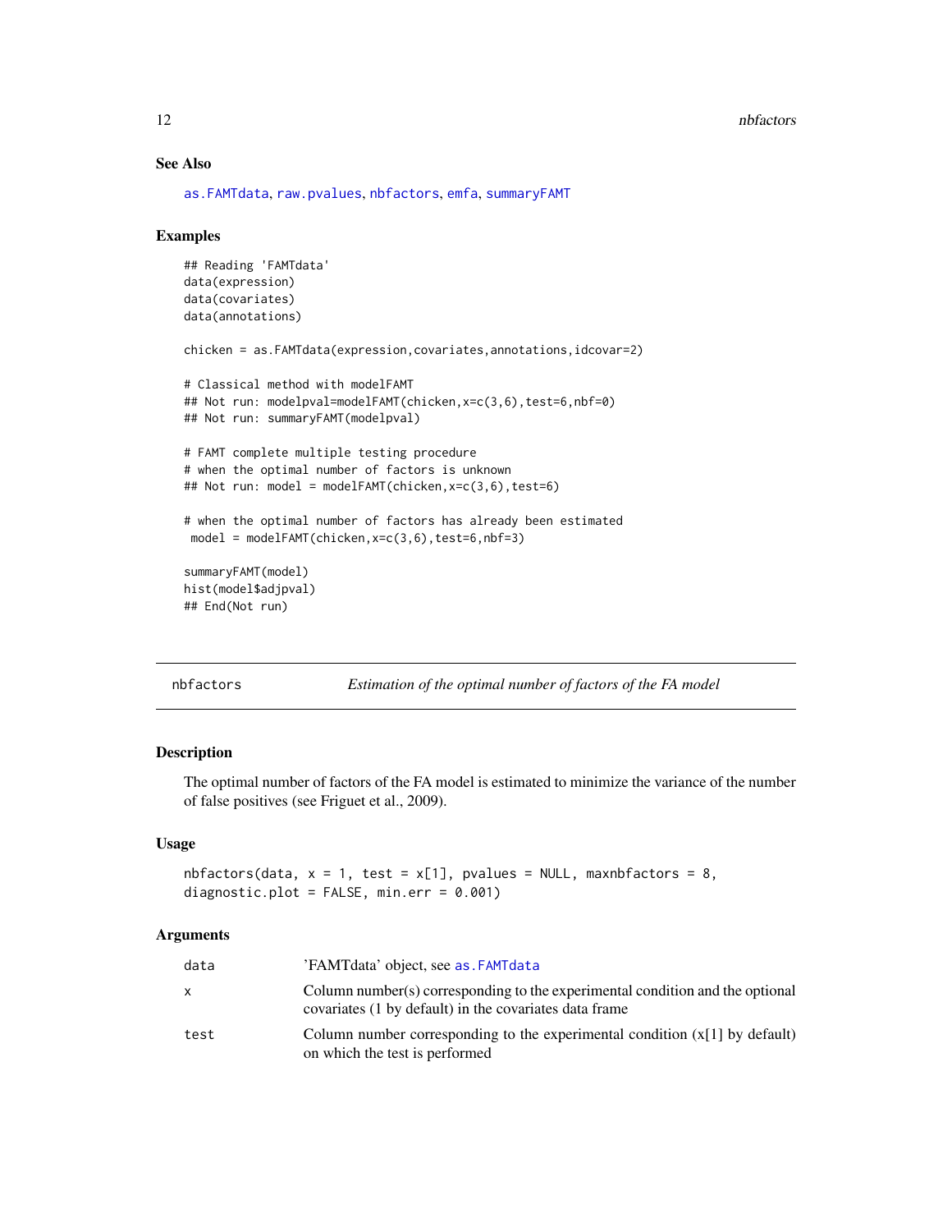### See Also

as.FAMTdata, raw.pvalues, nbfactors, emfa, summaryFAMT

### Examples

```
## Reading 'FAMTdata'
data(expression)
data(covariates)
data(annotations)

chicken = as.FAMTdata(expression,covariates,annotations,idcovar=2)

# Classical method with modelFAMT
## Not run: modelpval=modelFAMT(chicken,x=c(3,6),test=6,nbf=0)
## Not run: summaryFAMT(modelpval)

# FAMT complete multiple testing procedure
# when the optimal number of factors is unknown
## Not run: model = modelFAMT(chicken,x=c(3,6),test=6)

# when the optimal number of factors has already been estimated
 model = modelFAMT(chicken,x=c(3,6),test=6,nbf=3)

summaryFAMT(model)
hist(model$adjpval)
## End(Not run)
```

---

## nbfactors — *Estimation of the optimal number of factors of the FA model*

### Description

The optimal number of factors of the FA model is estimated to minimize the variance of the number of false positives (see Friguet et al., 2009).

### Usage

```
nbfactors(data, x = 1, test = x[1], pvalues = NULL, maxnbfactors = 8,
diagnostic.plot = FALSE, min.err = 0.001)
```

### Arguments

| | |
|---|---|
| data | 'FAMTdata' object, see as.FAMTdata |
| x | Column number(s) corresponding to the experimental condition and the optional covariates (1 by default) in the covariates data frame |
| test | Column number corresponding to the experimental condition (x[1] by default) on which the test is performed |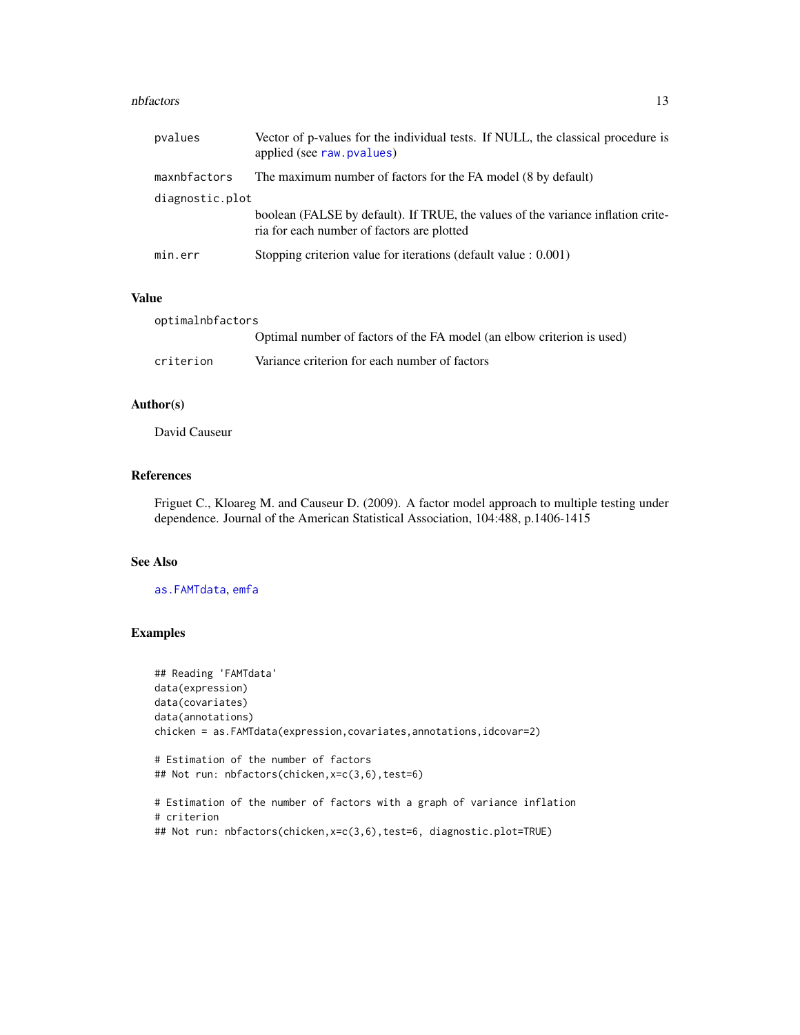| | |
|---|---|
| pvalues | Vector of p-values for the individual tests. If NULL, the classical procedure is applied (see raw.pvalues) |
| maxnbfactors | The maximum number of factors for the FA model (8 by default) |
| diagnostic.plot | boolean (FALSE by default). If TRUE, the values of the variance inflation criteria for each number of factors are plotted |
| min.err | Stopping criterion value for iterations (default value : 0.001) |

## Value

| | |
|---|---|
| optimalnbfactors | Optimal number of factors of the FA model (an elbow criterion is used) |
| criterion | Variance criterion for each number of factors |

## Author(s)

David Causeur

## References

Friguet C., Kloareg M. and Causeur D. (2009). A factor model approach to multiple testing under dependence. Journal of the American Statistical Association, 104:488, p.1406-1415

## See Also

as.FAMTdata, emfa

## Examples

```
## Reading 'FAMTdata'
data(expression)
data(covariates)
data(annotations)
chicken = as.FAMTdata(expression,covariates,annotations,idcovar=2)

# Estimation of the number of factors
## Not run: nbfactors(chicken,x=c(3,6),test=6)

# Estimation of the number of factors with a graph of variance inflation
# criterion
## Not run: nbfactors(chicken,x=c(3,6),test=6, diagnostic.plot=TRUE)
```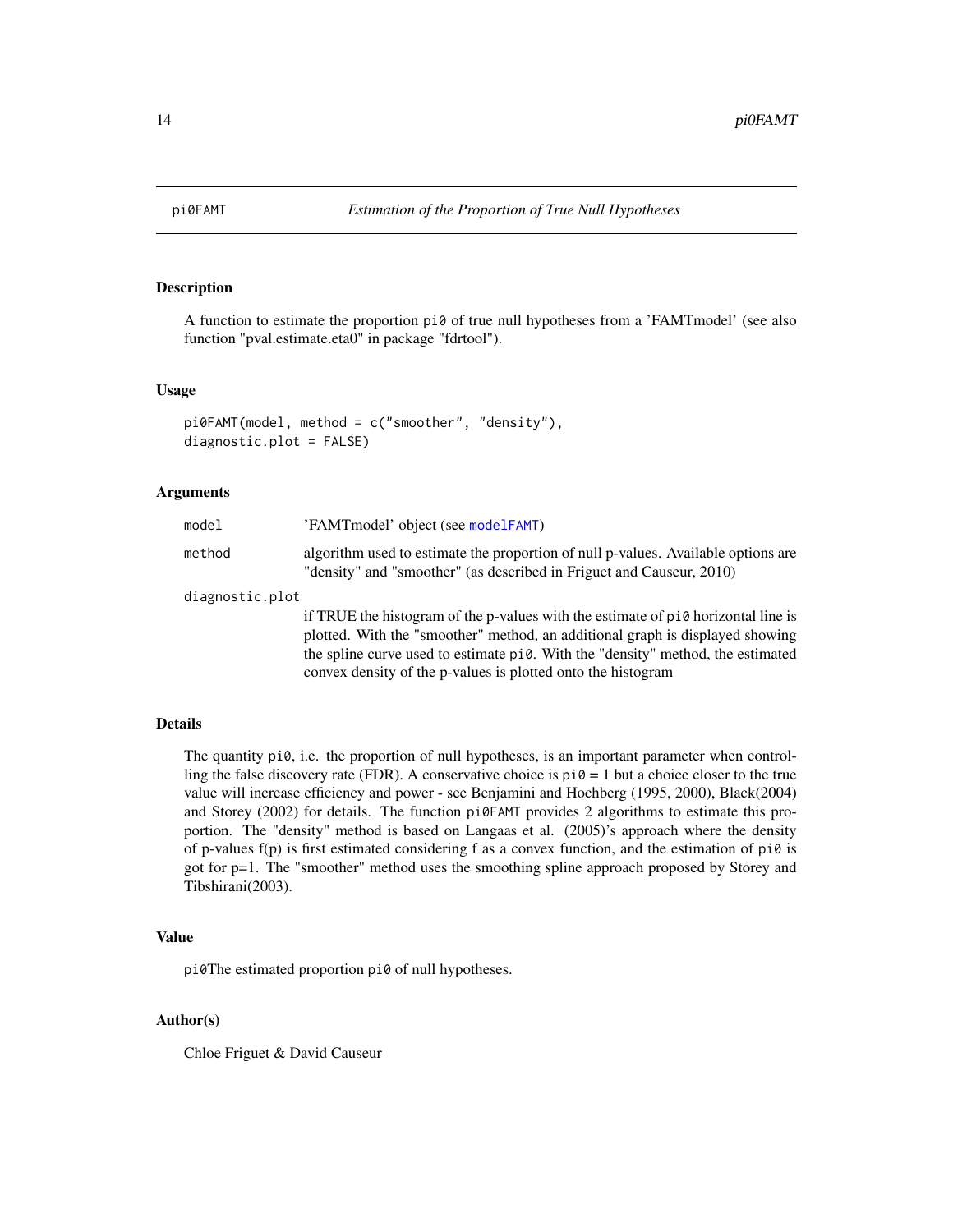## pi0FAMT — *Estimation of the Proportion of True Null Hypotheses*

### Description

A function to estimate the proportion pi0 of true null hypotheses from a 'FAMTmodel' (see also function "pval.estimate.eta0" in package "fdrtool").

### Usage

```
pi0FAMT(model, method = c("smoother", "density"),
diagnostic.plot = FALSE)
```

### Arguments

| | |
|---|---|
| model | 'FAMTmodel' object (see modelFAMT) |
| method | algorithm used to estimate the proportion of null p-values. Available options are "density" and "smoother" (as described in Friguet and Causeur, 2010) |
| diagnostic.plot | if TRUE the histogram of the p-values with the estimate of pi0 horizontal line is plotted. With the "smoother" method, an additional graph is displayed showing the spline curve used to estimate pi0. With the "density" method, the estimated convex density of the p-values is plotted onto the histogram |

### Details

The quantity pi0, i.e. the proportion of null hypotheses, is an important parameter when controlling the false discovery rate (FDR). A conservative choice is pi0 = 1 but a choice closer to the true value will increase efficiency and power - see Benjamini and Hochberg (1995, 2000), Black(2004) and Storey (2002) for details. The function pi0FAMT provides 2 algorithms to estimate this proportion. The "density" method is based on Langaas et al. (2005)'s approach where the density of p-values f(p) is first estimated considering f as a convex function, and the estimation of pi0 is got for p=1. The "smoother" method uses the smoothing spline approach proposed by Storey and Tibshirani(2003).

### Value

pi0The estimated proportion pi0 of null hypotheses.

### Author(s)

Chloe Friguet & David Causeur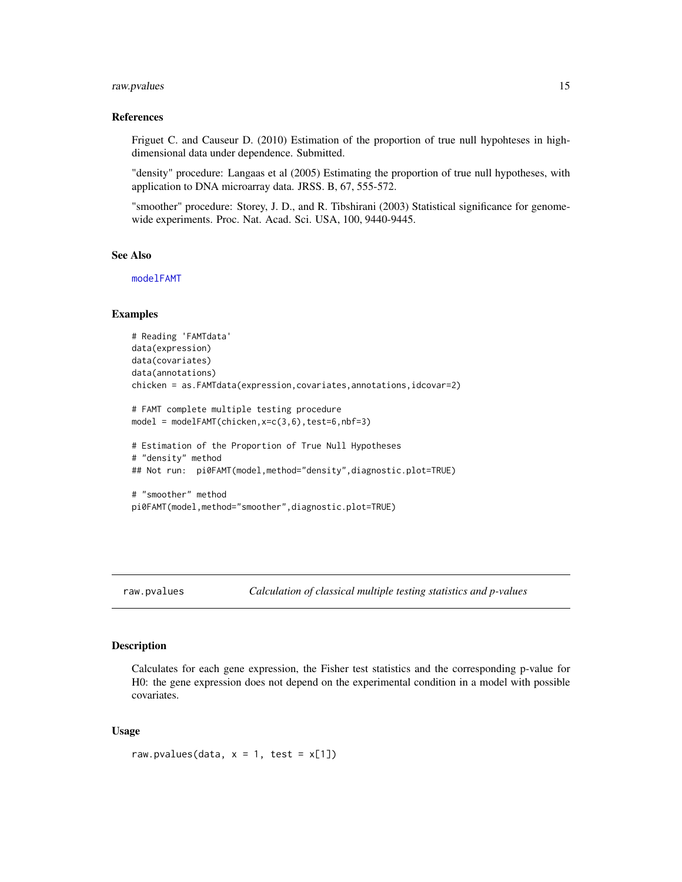### References

Friguet C. and Causeur D. (2010) Estimation of the proportion of true null hypohteses in high-dimensional data under dependence. Submitted.

"density" procedure: Langaas et al (2005) Estimating the proportion of true null hypotheses, with application to DNA microarray data. JRSS. B, 67, 555-572.

"smoother" procedure: Storey, J. D., and R. Tibshirani (2003) Statistical significance for genome-wide experiments. Proc. Nat. Acad. Sci. USA, 100, 9440-9445.

### See Also

modelFAMT

### Examples

```
# Reading 'FAMTdata'
data(expression)
data(covariates)
data(annotations)
chicken = as.FAMTdata(expression,covariates,annotations,idcovar=2)

# FAMT complete multiple testing procedure
model = modelFAMT(chicken,x=c(3,6),test=6,nbf=3)

# Estimation of the Proportion of True Null Hypotheses
# "density" method
## Not run:  pi0FAMT(model,method="density",diagnostic.plot=TRUE)

# "smoother" method
pi0FAMT(model,method="smoother",diagnostic.plot=TRUE)
```

---

## raw.pvalues — *Calculation of classical multiple testing statistics and p-values*

### Description

Calculates for each gene expression, the Fisher test statistics and the corresponding p-value for H0: the gene expression does not depend on the experimental condition in a model with possible covariates.

### Usage

```
raw.pvalues(data, x = 1, test = x[1])
```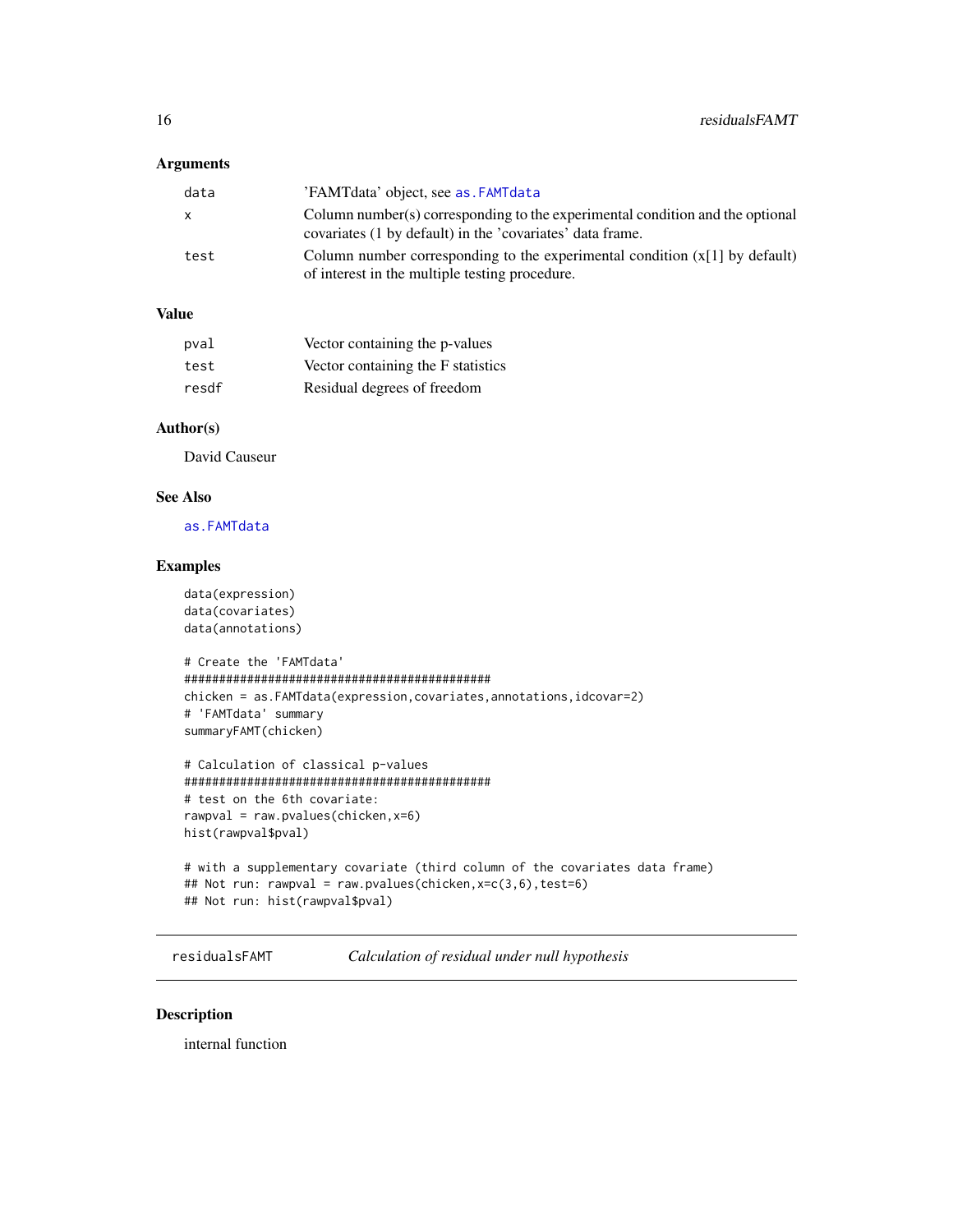### Arguments

| | |
|---|---|
| data | 'FAMTdata' object, see as.FAMTdata |
| x | Column number(s) corresponding to the experimental condition and the optional covariates (1 by default) in the 'covariates' data frame. |
| test | Column number corresponding to the experimental condition (x[1] by default) of interest in the multiple testing procedure. |

### Value

| | |
|---|---|
| pval | Vector containing the p-values |
| test | Vector containing the F statistics |
| resdf | Residual degrees of freedom |

### Author(s)

David Causeur

### See Also

as.FAMTdata

### Examples

```
data(expression)
data(covariates)
data(annotations)

# Create the 'FAMTdata'
###########################################
chicken = as.FAMTdata(expression,covariates,annotations,idcovar=2)
# 'FAMTdata' summary
summaryFAMT(chicken)

# Calculation of classical p-values
###########################################
# test on the 6th covariate:
rawpval = raw.pvalues(chicken,x=6)
hist(rawpval$pval)

# with a supplementary covariate (third column of the covariates data frame)
## Not run: rawpval = raw.pvalues(chicken,x=c(3,6),test=6)
## Not run: hist(rawpval$pval)
```

---

## residualsFAMT — *Calculation of residual under null hypothesis*

### Description

internal function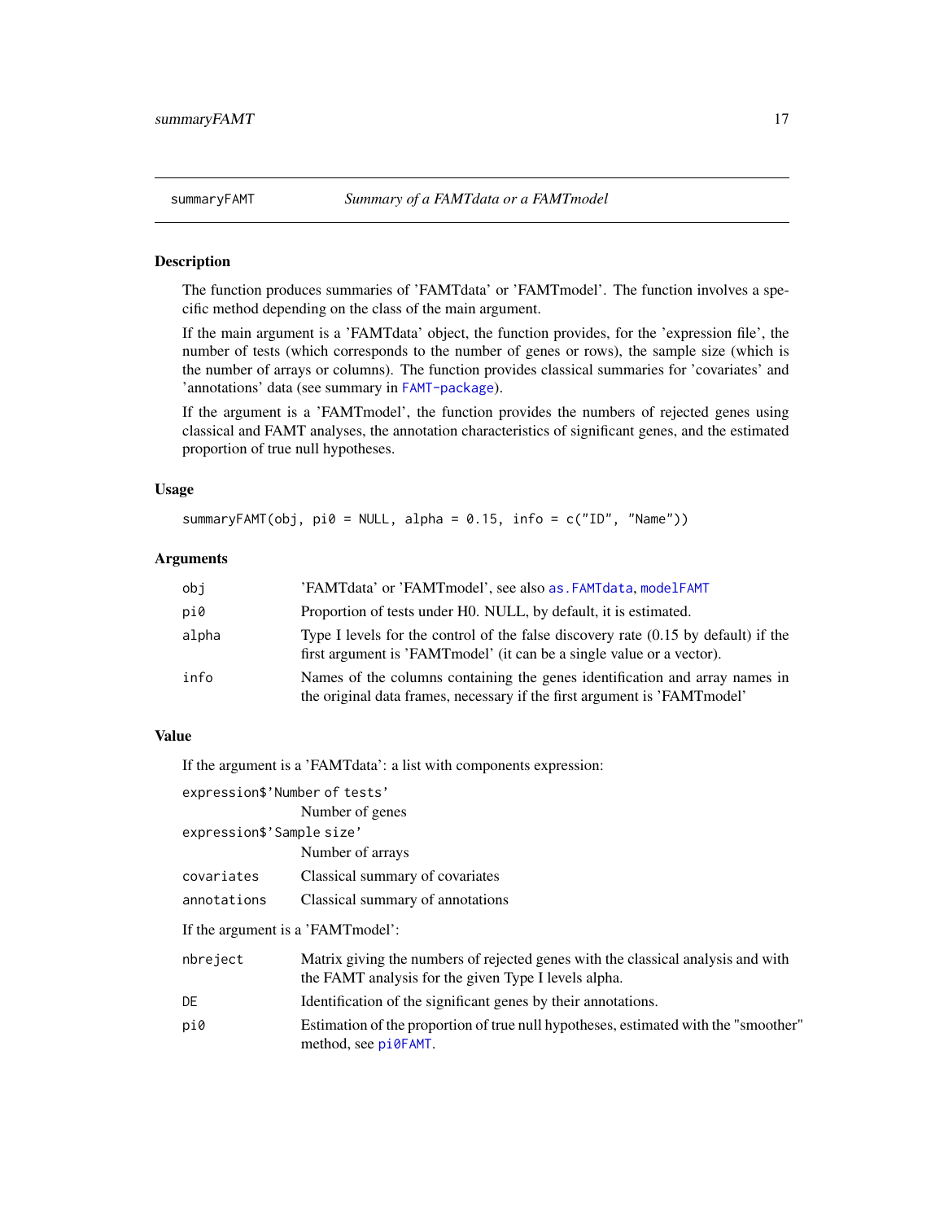## summaryFAMT — *Summary of a FAMTdata or a FAMTmodel*

### Description

The function produces summaries of 'FAMTdata' or 'FAMTmodel'. The function involves a specific method depending on the class of the main argument.

If the main argument is a 'FAMTdata' object, the function provides, for the 'expression file', the number of tests (which corresponds to the number of genes or rows), the sample size (which is the number of arrays or columns). The function provides classical summaries for 'covariates' and 'annotations' data (see summary in FAMT-package).

If the argument is a 'FAMTmodel', the function provides the numbers of rejected genes using classical and FAMT analyses, the annotation characteristics of significant genes, and the estimated proportion of true null hypotheses.

### Usage

```
summaryFAMT(obj, pi0 = NULL, alpha = 0.15, info = c("ID", "Name"))
```

### Arguments

| | |
|---|---|
| `obj` | 'FAMTdata' or 'FAMTmodel', see also `as.FAMTdata`, `modelFAMT` |
| `pi0` | Proportion of tests under H0. NULL, by default, it is estimated. |
| `alpha` | Type I levels for the control of the false discovery rate (0.15 by default) if the first argument is 'FAMTmodel' (it can be a single value or a vector). |
| `info` | Names of the columns containing the genes identification and array names in the original data frames, necessary if the first argument is 'FAMTmodel' |

### Value

If the argument is a 'FAMTdata': a list with components expression:

| | |
|---|---|
| `expression$'Number of tests'` | Number of genes |
| `expression$'Sample size'` | Number of arrays |
| `covariates` | Classical summary of covariates |
| `annotations` | Classical summary of annotations |

If the argument is a 'FAMTmodel':

| | |
|---|---|
| `nbreject` | Matrix giving the numbers of rejected genes with the classical analysis and with the FAMT analysis for the given Type I levels alpha. |
| `DE` | Identification of the significant genes by their annotations. |
| `pi0` | Estimation of the proportion of true null hypotheses, estimated with the "smoother" method, see `pi0FAMT`. |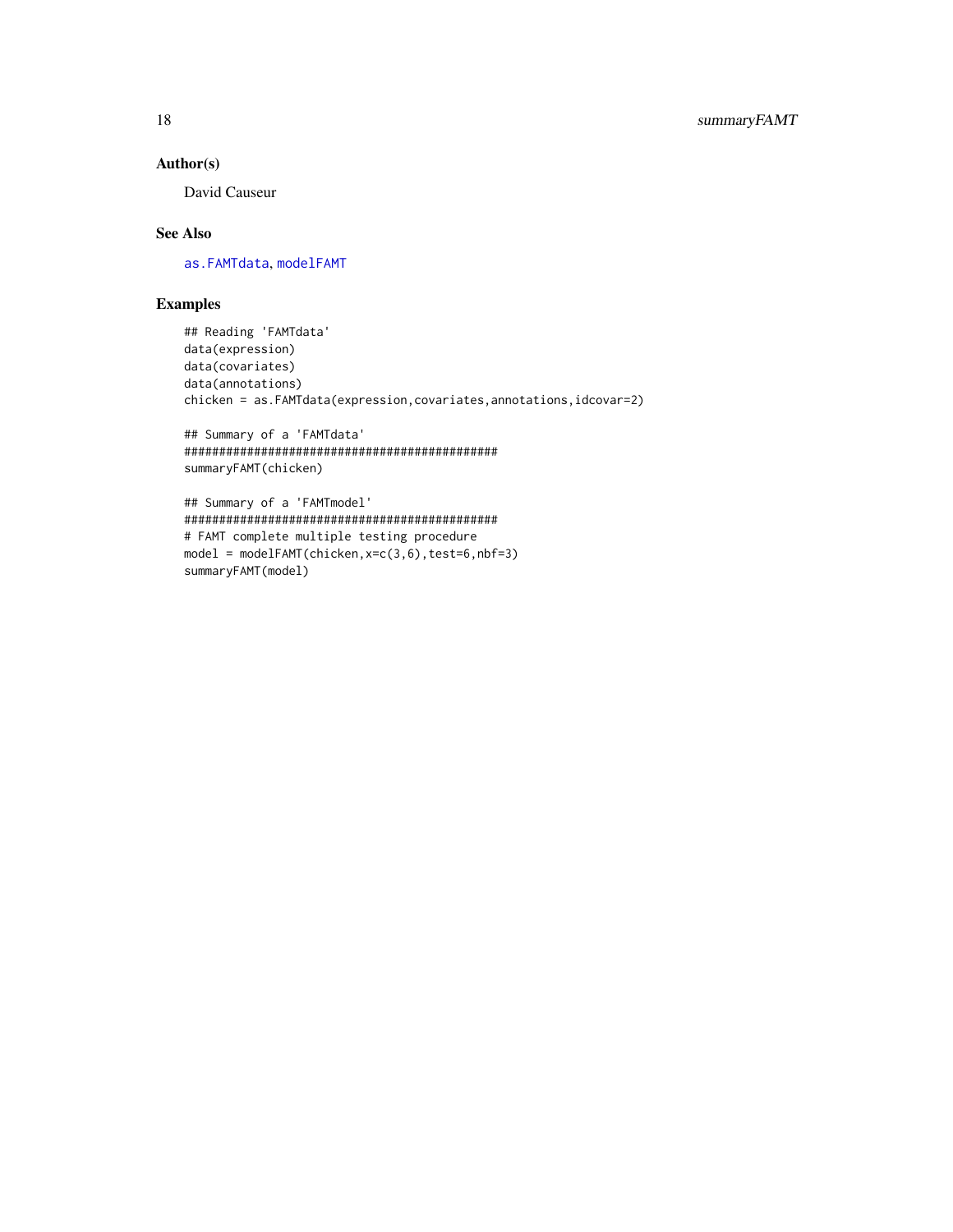## Author(s)

David Causeur

## See Also

as.FAMTdata, modelFAMT

## Examples

```
## Reading 'FAMTdata'
data(expression)
data(covariates)
data(annotations)
chicken = as.FAMTdata(expression,covariates,annotations,idcovar=2)

## Summary of a 'FAMTdata'
###############################################
summaryFAMT(chicken)

## Summary of a 'FAMTmodel'
###############################################
# FAMT complete multiple testing procedure
model = modelFAMT(chicken,x=c(3,6),test=6,nbf=3)
summaryFAMT(model)
```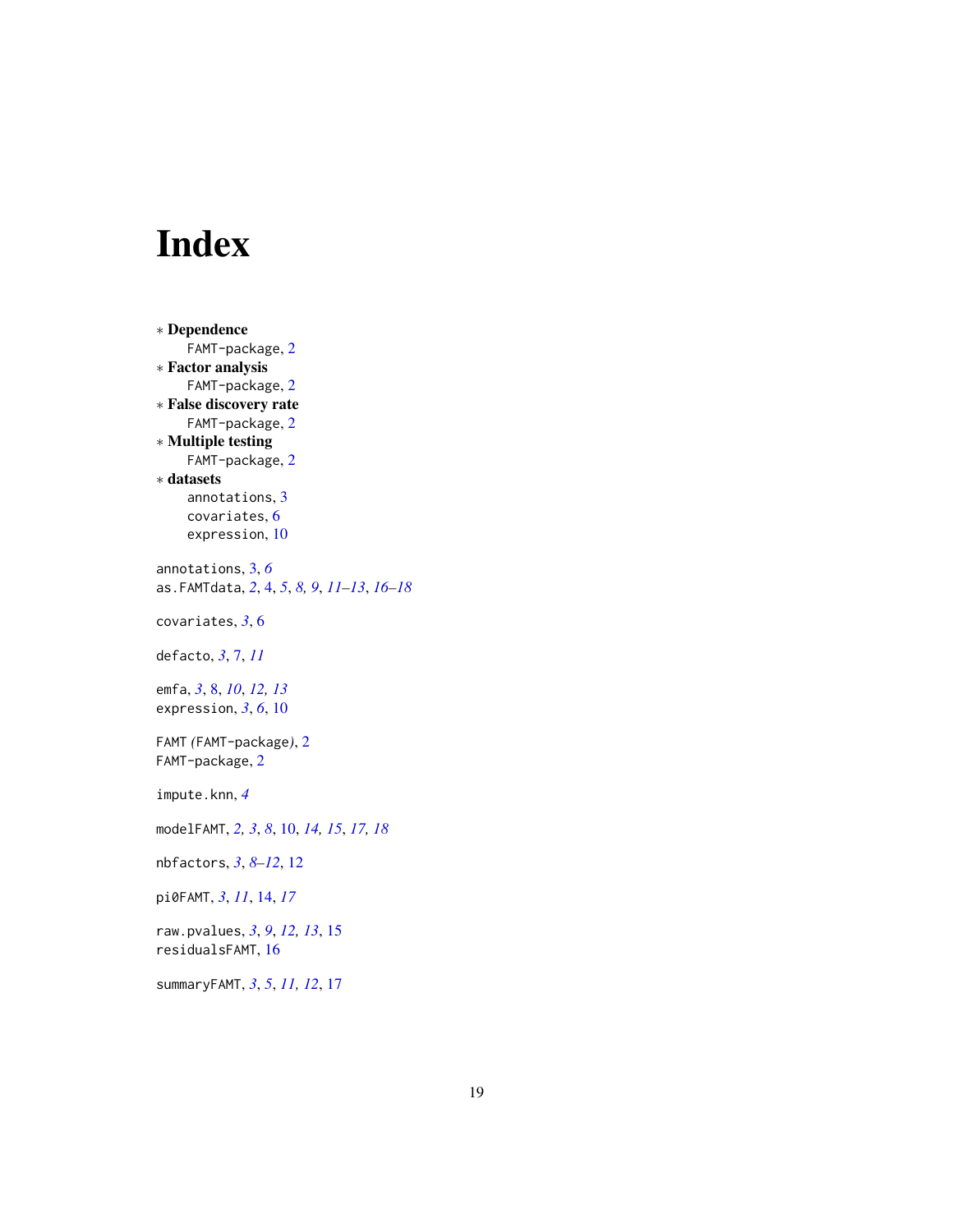# Index

∗ **Dependence**
  FAMT-package, 2
∗ **Factor analysis**
  FAMT-package, 2
∗ **False discovery rate**
  FAMT-package, 2
∗ **Multiple testing**
  FAMT-package, 2
∗ **datasets**
  annotations, 3
  covariates, 6
  expression, 10

annotations, 3, *6*
as.FAMTdata, *2*, 4, *5*, *8, 9*, *11–13*, *16–18*

covariates, *3*, 6

defacto, *3*, 7, *11*

emfa, *3*, 8, *10*, *12, 13*
expression, *3*, *6*, 10

FAMT *(*FAMT-package*)*, 2
FAMT-package, 2

impute.knn, *4*

modelFAMT, *2, 3*, *8*, 10, *14, 15*, *17, 18*

nbfactors, *3*, *8–12*, 12

pi0FAMT, *3*, *11*, 14, *17*

raw.pvalues, *3*, *9*, *12, 13*, 15
residualsFAMT, 16

summaryFAMT, *3*, *5*, *11, 12*, 17